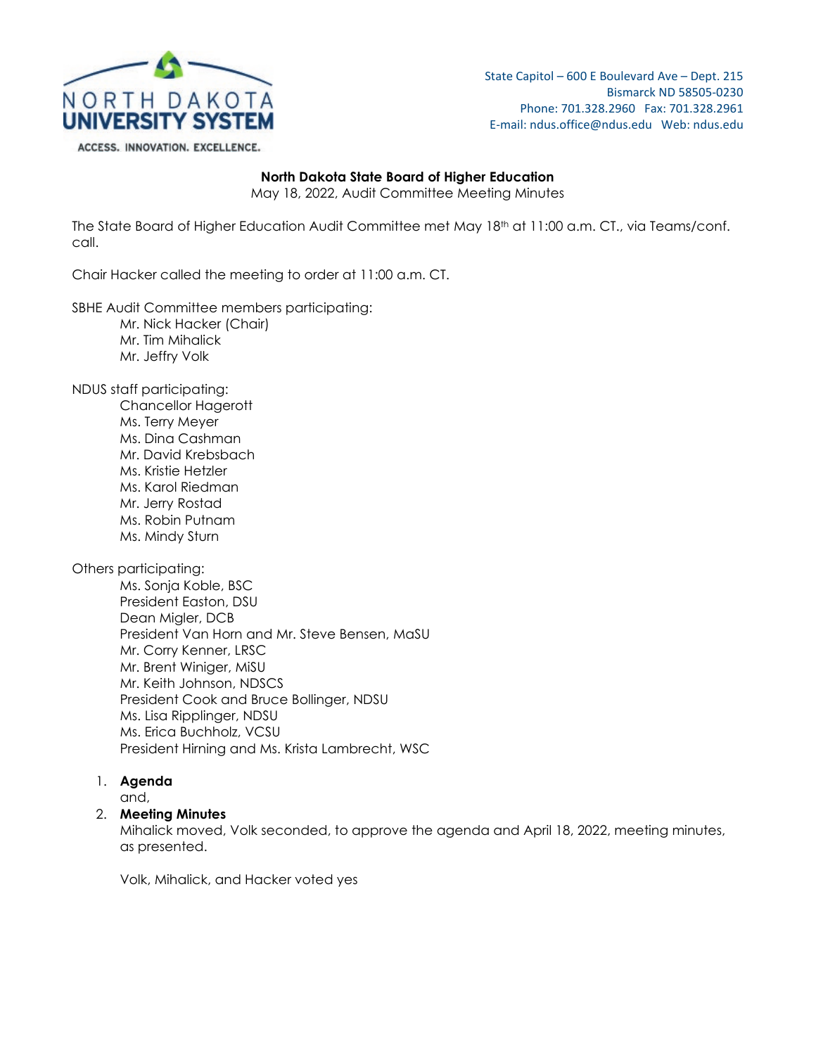NORTH DAKOTA UNIVERSITY SYSTEM

ACCESS. INNOVATION. EXCELLENCE.

State Capitol – 600 E Boulevard Ave – Dept. 215
Bismarck ND 58505-0230
Phone: 701.328.2960 Fax: 701.328.2961
E-mail: ndus.office@ndus.edu Web: ndus.edu

**North Dakota State Board of Higher Education**
May 18, 2022, Audit Committee Meeting Minutes

The State Board of Higher Education Audit Committee met May 18th at 11:00 a.m. CT., via Teams/conf. call.

Chair Hacker called the meeting to order at 11:00 a.m. CT.

SBHE Audit Committee members participating:
- Mr. Nick Hacker (Chair)
- Mr. Tim Mihalick
- Mr. Jeffry Volk

NDUS staff participating:
- Chancellor Hagerott
- Ms. Terry Meyer
- Ms. Dina Cashman
- Mr. David Krebsbach
- Ms. Kristie Hetzler
- Ms. Karol Riedman
- Mr. Jerry Rostad
- Ms. Robin Putnam
- Ms. Mindy Sturn

Others participating:
- Ms. Sonja Koble, BSC
- President Easton, DSU
- Dean Migler, DCB
- President Van Horn and Mr. Steve Bensen, MaSU
- Mr. Corry Kenner, LRSC
- Mr. Brent Winiger, MiSU
- Mr. Keith Johnson, NDSCS
- President Cook and Bruce Bollinger, NDSU
- Ms. Lisa Ripplinger, NDSU
- Ms. Erica Buchholz, VCSU
- President Hirning and Ms. Krista Lambrecht, WSC

1. **Agenda**
   and,
2. **Meeting Minutes**
   Mihalick moved, Volk seconded, to approve the agenda and April 18, 2022, meeting minutes, as presented.

   Volk, Mihalick, and Hacker voted yes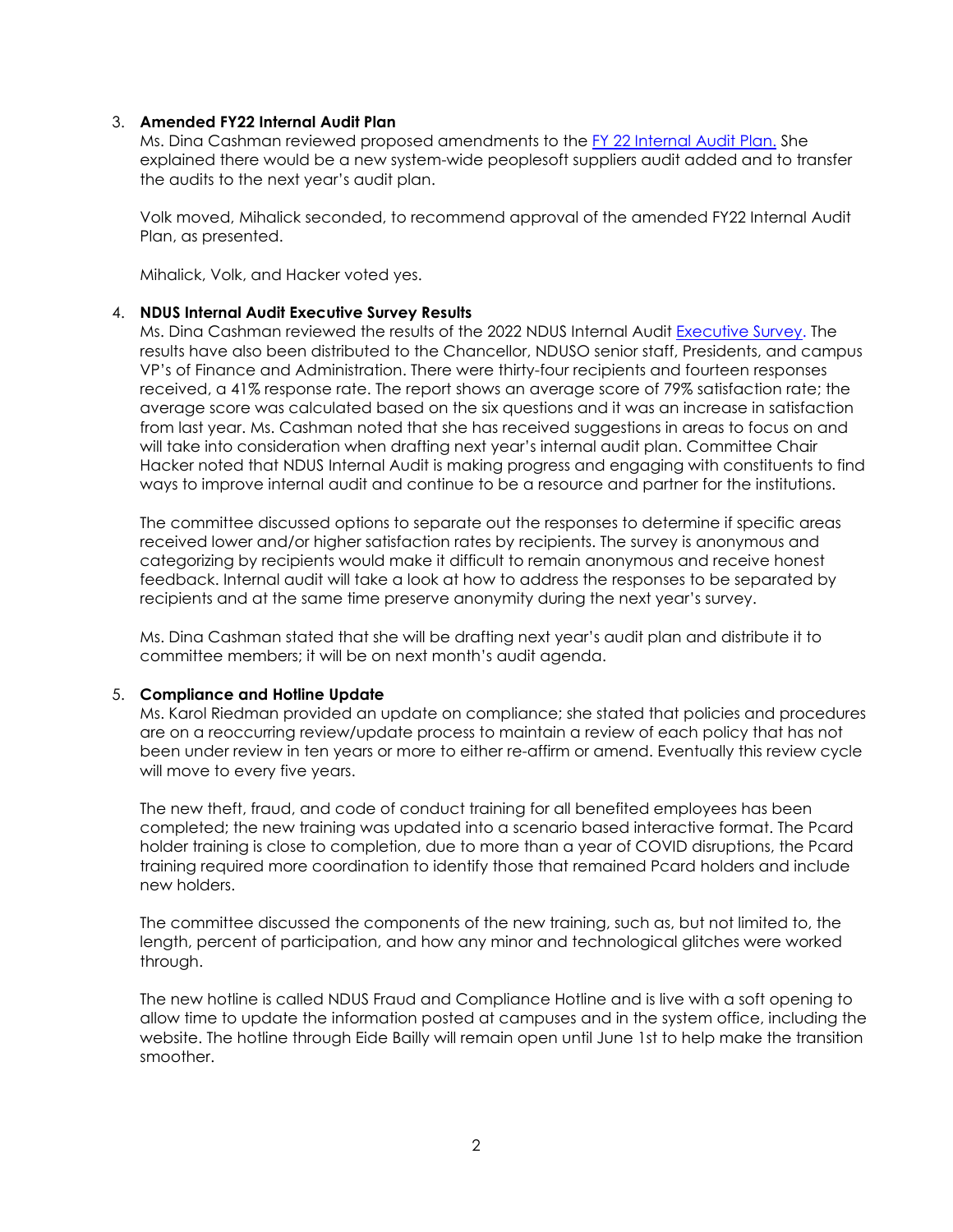3. **Amended FY22 Internal Audit Plan**

   Ms. Dina Cashman reviewed proposed amendments to the [FY 22 Internal Audit Plan.](#) She explained there would be a new system-wide peoplesoft suppliers audit added and to transfer the audits to the next year's audit plan.

   Volk moved, Mihalick seconded, to recommend approval of the amended FY22 Internal Audit Plan, as presented.

   Mihalick, Volk, and Hacker voted yes.

4. **NDUS Internal Audit Executive Survey Results**

   Ms. Dina Cashman reviewed the results of the 2022 NDUS Internal Audit [Executive Survey](#). The results have also been distributed to the Chancellor, NDUSO senior staff, Presidents, and campus VP's of Finance and Administration. There were thirty-four recipients and fourteen responses received, a 41% response rate. The report shows an average score of 79% satisfaction rate; the average score was calculated based on the six questions and it was an increase in satisfaction from last year. Ms. Cashman noted that she has received suggestions in areas to focus on and will take into consideration when drafting next year's internal audit plan. Committee Chair Hacker noted that NDUS Internal Audit is making progress and engaging with constituents to find ways to improve internal audit and continue to be a resource and partner for the institutions.

   The committee discussed options to separate out the responses to determine if specific areas received lower and/or higher satisfaction rates by recipients. The survey is anonymous and categorizing by recipients would make it difficult to remain anonymous and receive honest feedback. Internal audit will take a look at how to address the responses to be separated by recipients and at the same time preserve anonymity during the next year's survey.

   Ms. Dina Cashman stated that she will be drafting next year's audit plan and distribute it to committee members; it will be on next month's audit agenda.

5. **Compliance and Hotline Update**

   Ms. Karol Riedman provided an update on compliance; she stated that policies and procedures are on a reoccurring review/update process to maintain a review of each policy that has not been under review in ten years or more to either re-affirm or amend. Eventually this review cycle will move to every five years.

   The new theft, fraud, and code of conduct training for all benefited employees has been completed; the new training was updated into a scenario based interactive format. The Pcard holder training is close to completion, due to more than a year of COVID disruptions, the Pcard training required more coordination to identify those that remained Pcard holders and include new holders.

   The committee discussed the components of the new training, such as, but not limited to, the length, percent of participation, and how any minor and technological glitches were worked through.

   The new hotline is called NDUS Fraud and Compliance Hotline and is live with a soft opening to allow time to update the information posted at campuses and in the system office, including the website. The hotline through Eide Bailly will remain open until June 1st to help make the transition smoother.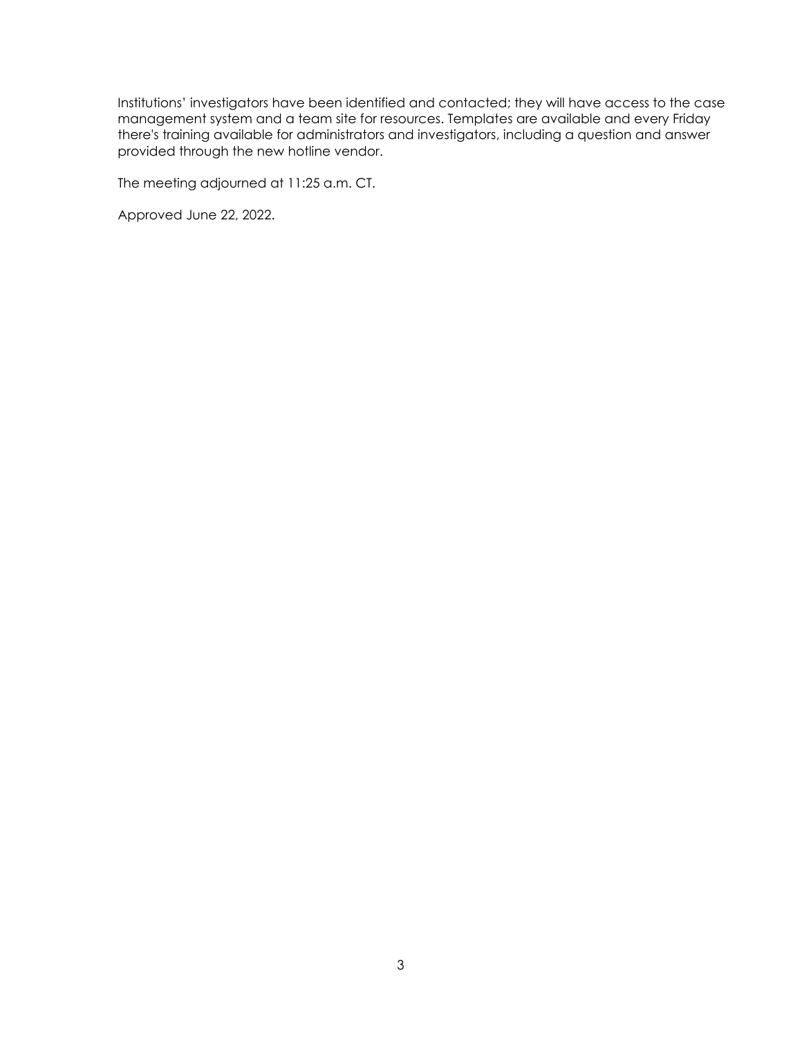Institutions' investigators have been identified and contacted; they will have access to the case management system and a team site for resources. Templates are available and every Friday there's training available for administrators and investigators, including a question and answer provided through the new hotline vendor.

The meeting adjourned at 11:25 a.m. CT.

Approved June 22, 2022.